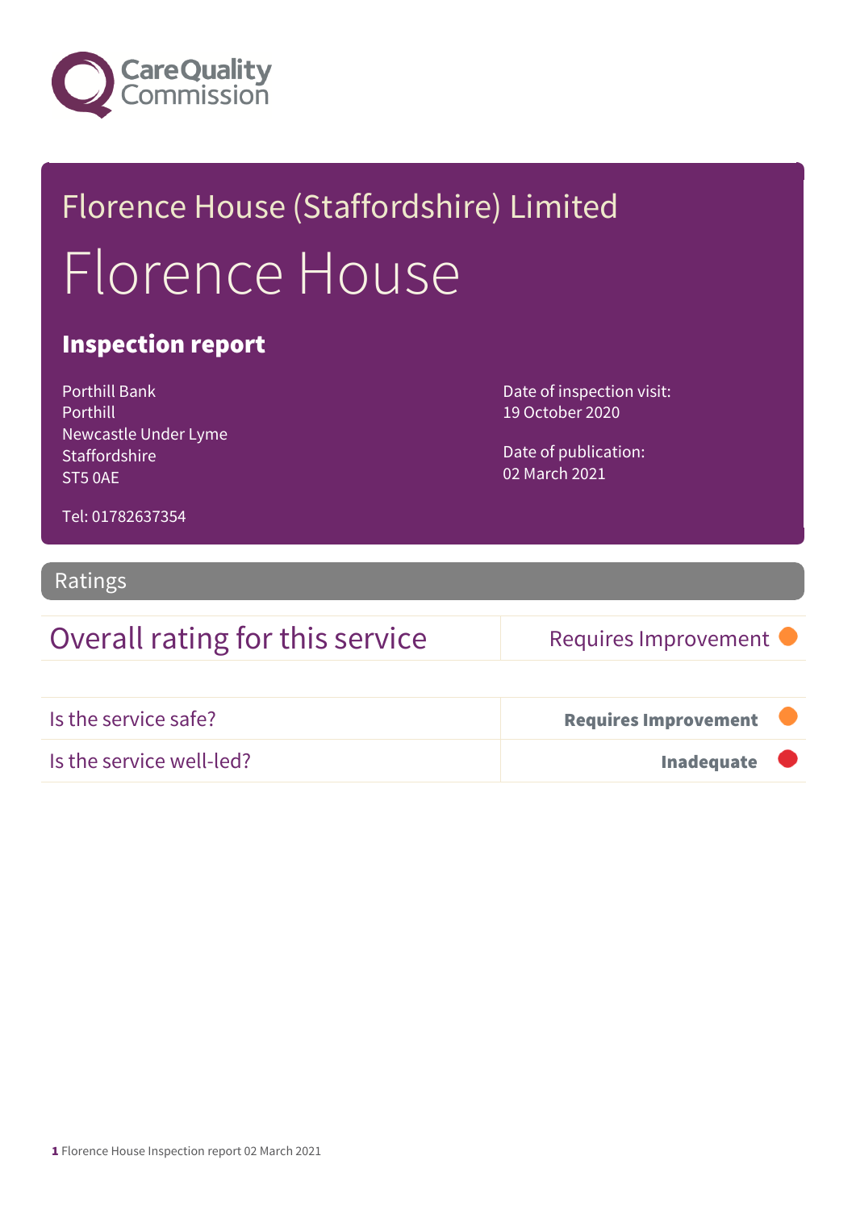Florence House (Staffordshire) Limited

# Florence House

## Inspection report

Porthill Bank
Porthill
Newcastle Under Lyme
Staffordshire
ST5 0AE

Tel: 01782637354

Date of inspection visit:
19 October 2020

Date of publication:
02 March 2021

## Ratings

| Overall rating for this service | Requires Improvement |
| --- | --- |

| Is the service safe? | **Requires Improvement** |
| --- | --- |
| Is the service well-led? | **Inadequate** |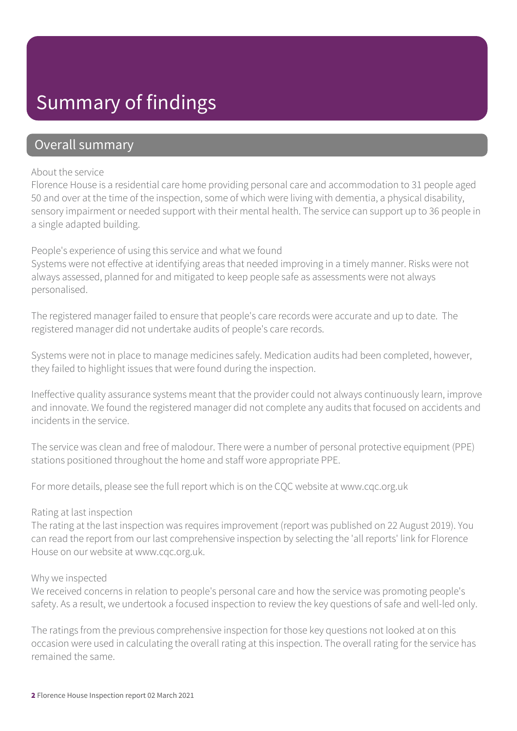# Summary of findings

## Overall summary

About the service

Florence House is a residential care home providing personal care and accommodation to 31 people aged 50 and over at the time of the inspection, some of which were living with dementia, a physical disability, sensory impairment or needed support with their mental health. The service can support up to 36 people in a single adapted building.

People's experience of using this service and what we found

Systems were not effective at identifying areas that needed improving in a timely manner. Risks were not always assessed, planned for and mitigated to keep people safe as assessments were not always personalised.

The registered manager failed to ensure that people's care records were accurate and up to date. The registered manager did not undertake audits of people's care records.

Systems were not in place to manage medicines safely. Medication audits had been completed, however, they failed to highlight issues that were found during the inspection.

Ineffective quality assurance systems meant that the provider could not always continuously learn, improve and innovate. We found the registered manager did not complete any audits that focused on accidents and incidents in the service.

The service was clean and free of malodour. There were a number of personal protective equipment (PPE) stations positioned throughout the home and staff wore appropriate PPE.

For more details, please see the full report which is on the CQC website at www.cqc.org.uk

Rating at last inspection

The rating at the last inspection was requires improvement (report was published on 22 August 2019). You can read the report from our last comprehensive inspection by selecting the 'all reports' link for Florence House on our website at www.cqc.org.uk.

Why we inspected

We received concerns in relation to people's personal care and how the service was promoting people's safety. As a result, we undertook a focused inspection to review the key questions of safe and well-led only.

The ratings from the previous comprehensive inspection for those key questions not looked at on this occasion were used in calculating the overall rating at this inspection. The overall rating for the service has remained the same.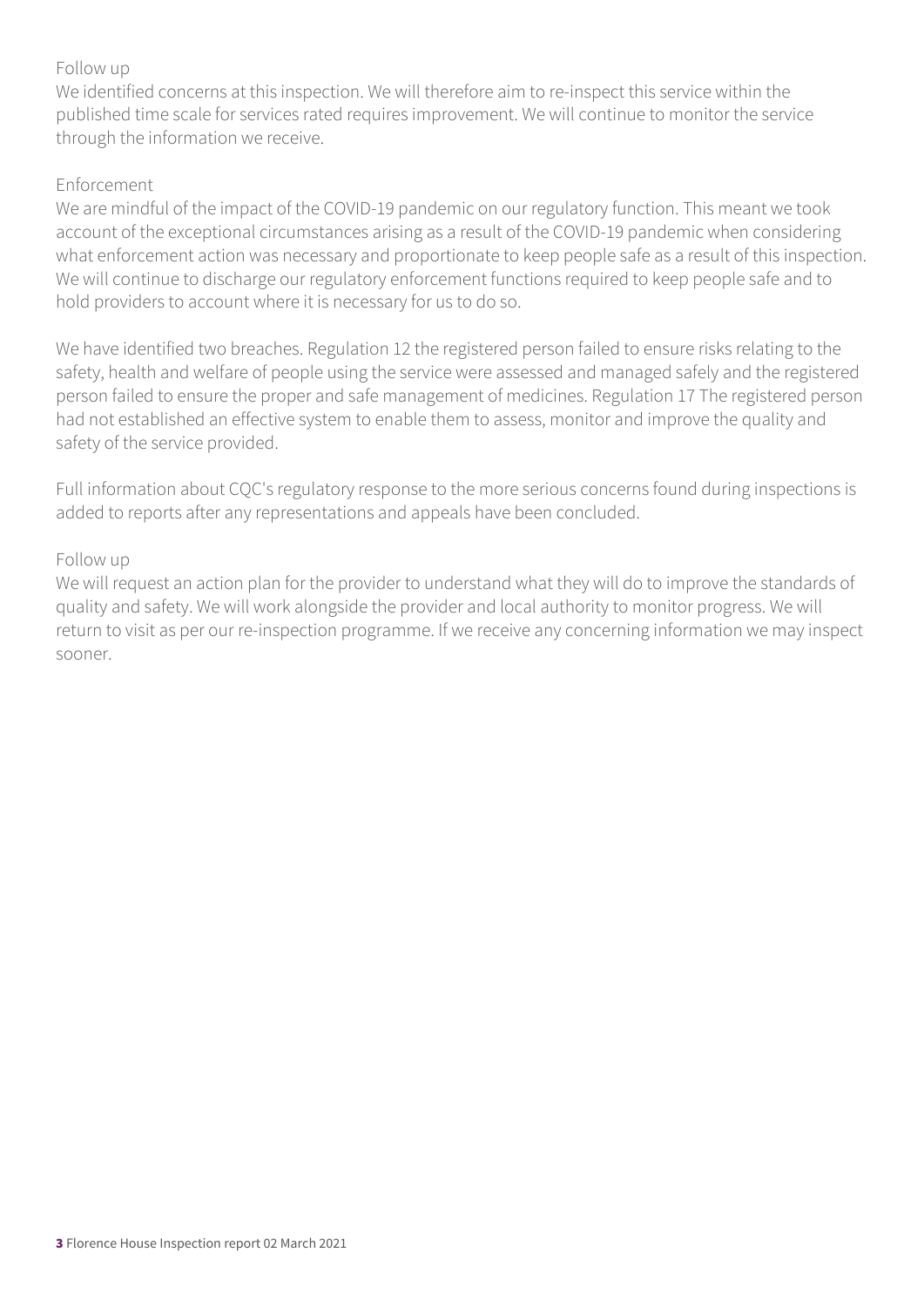Follow up

We identified concerns at this inspection. We will therefore aim to re-inspect this service within the published time scale for services rated requires improvement. We will continue to monitor the service through the information we receive.

Enforcement

We are mindful of the impact of the COVID-19 pandemic on our regulatory function. This meant we took account of the exceptional circumstances arising as a result of the COVID-19 pandemic when considering what enforcement action was necessary and proportionate to keep people safe as a result of this inspection. We will continue to discharge our regulatory enforcement functions required to keep people safe and to hold providers to account where it is necessary for us to do so.

We have identified two breaches. Regulation 12 the registered person failed to ensure risks relating to the safety, health and welfare of people using the service were assessed and managed safely and the registered person failed to ensure the proper and safe management of medicines. Regulation 17 The registered person had not established an effective system to enable them to assess, monitor and improve the quality and safety of the service provided.

Full information about CQC's regulatory response to the more serious concerns found during inspections is added to reports after any representations and appeals have been concluded.

Follow up

We will request an action plan for the provider to understand what they will do to improve the standards of quality and safety. We will work alongside the provider and local authority to monitor progress. We will return to visit as per our re-inspection programme. If we receive any concerning information we may inspect sooner.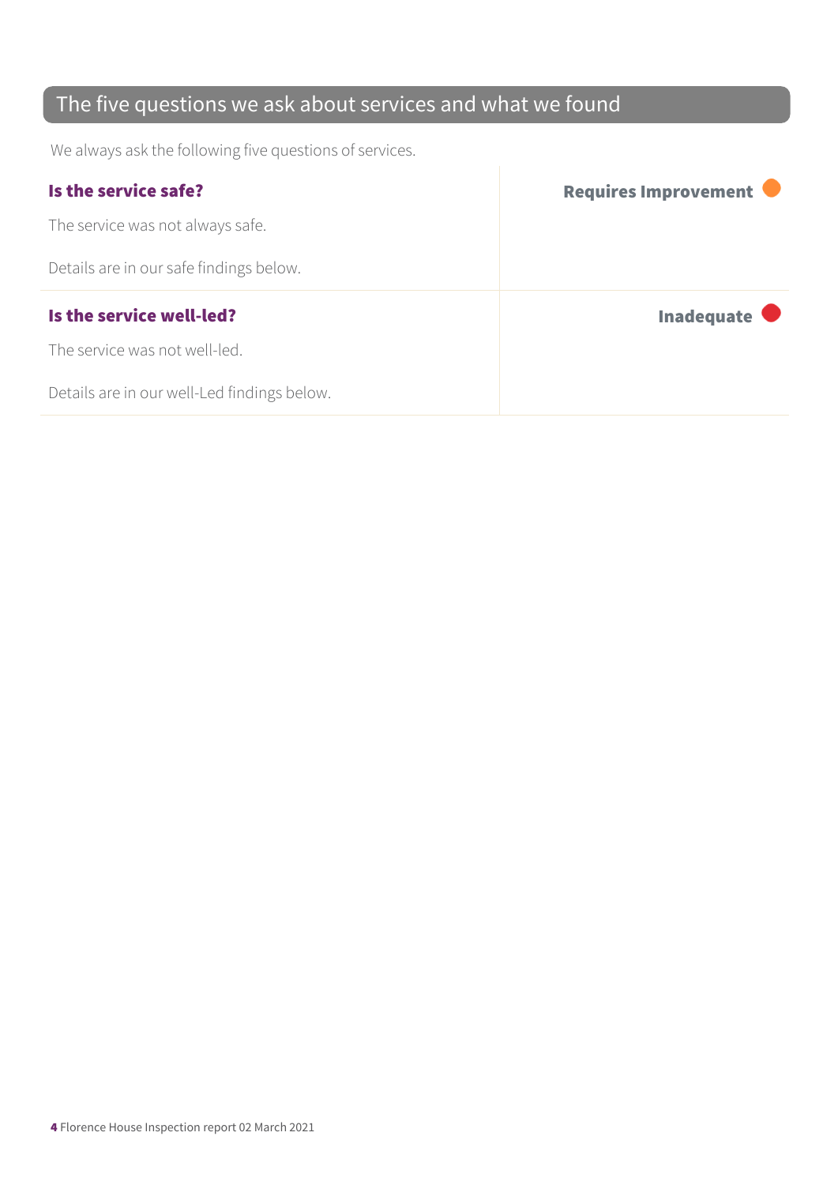## The five questions we ask about services and what we found

We always ask the following five questions of services.

| | |
|---|---|
| **Is the service safe?**<br><br>The service was not always safe.<br><br>Details are in our safe findings below. | **Requires Improvement** |
| **Is the service well-led?**<br><br>The service was not well-led.<br><br>Details are in our well-Led findings below. | **Inadequate** |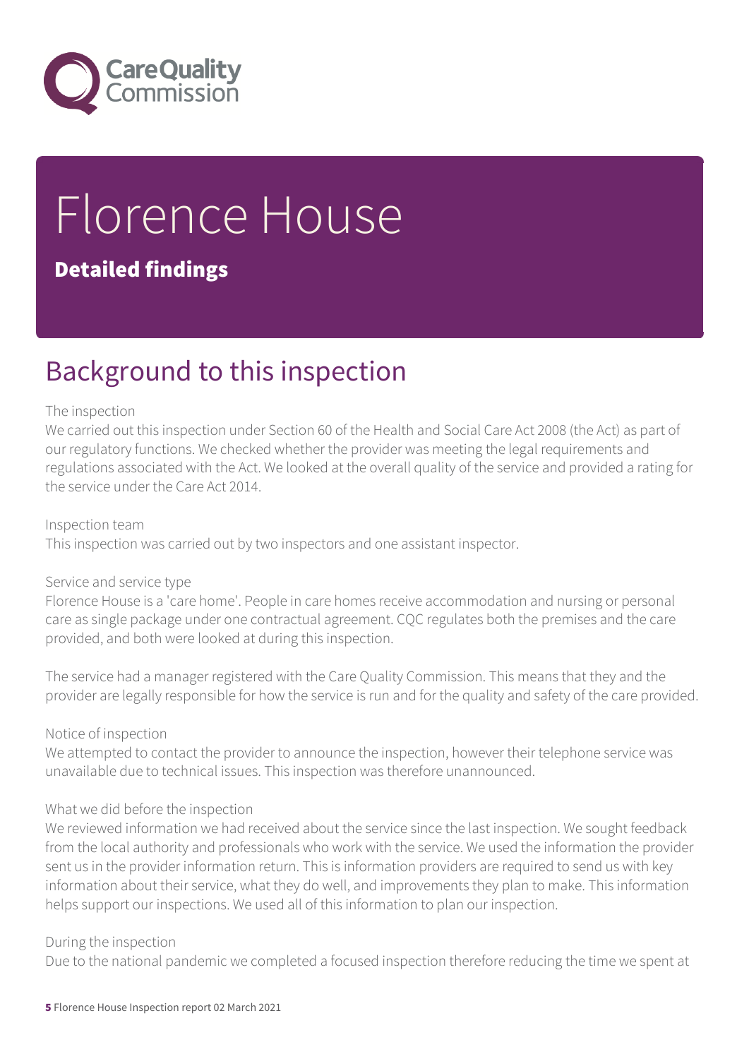# Florence House

## Detailed findings

# Background to this inspection

The inspection
We carried out this inspection under Section 60 of the Health and Social Care Act 2008 (the Act) as part of our regulatory functions. We checked whether the provider was meeting the legal requirements and regulations associated with the Act. We looked at the overall quality of the service and provided a rating for the service under the Care Act 2014.

Inspection team
This inspection was carried out by two inspectors and one assistant inspector.

Service and service type
Florence House is a 'care home'. People in care homes receive accommodation and nursing or personal care as single package under one contractual agreement. CQC regulates both the premises and the care provided, and both were looked at during this inspection.

The service had a manager registered with the Care Quality Commission. This means that they and the provider are legally responsible for how the service is run and for the quality and safety of the care provided.

Notice of inspection
We attempted to contact the provider to announce the inspection, however their telephone service was unavailable due to technical issues. This inspection was therefore unannounced.

What we did before the inspection
We reviewed information we had received about the service since the last inspection. We sought feedback from the local authority and professionals who work with the service. We used the information the provider sent us in the provider information return. This is information providers are required to send us with key information about their service, what they do well, and improvements they plan to make. This information helps support our inspections. We used all of this information to plan our inspection.

During the inspection
Due to the national pandemic we completed a focused inspection therefore reducing the time we spent at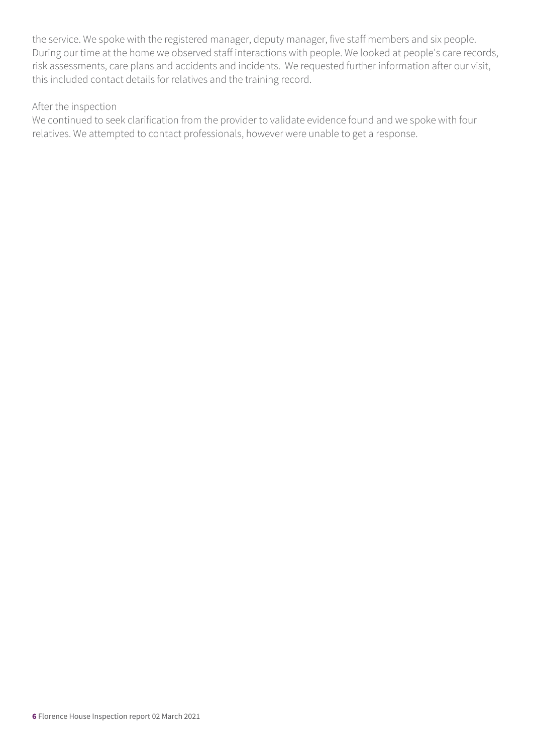the service. We spoke with the registered manager, deputy manager, five staff members and six people. During our time at the home we observed staff interactions with people. We looked at people's care records, risk assessments, care plans and accidents and incidents. We requested further information after our visit, this included contact details for relatives and the training record.

After the inspection

We continued to seek clarification from the provider to validate evidence found and we spoke with four relatives. We attempted to contact professionals, however were unable to get a response.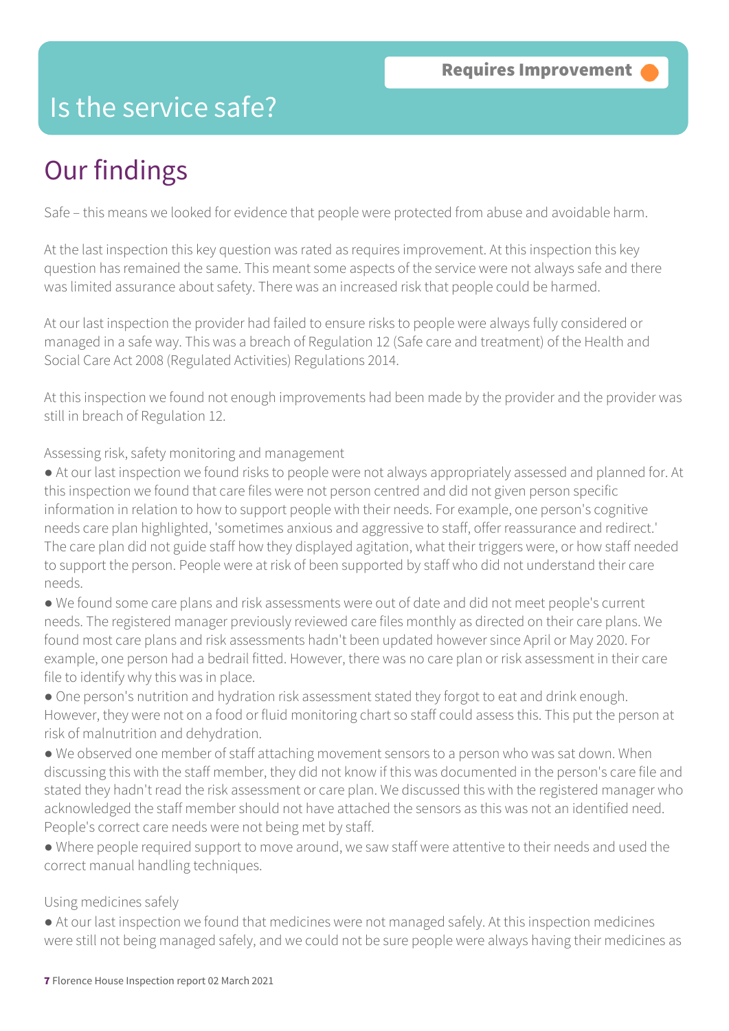# Is the service safe?

Requires Improvement

## Our findings

Safe – this means we looked for evidence that people were protected from abuse and avoidable harm.

At the last inspection this key question was rated as requires improvement. At this inspection this key question has remained the same. This meant some aspects of the service were not always safe and there was limited assurance about safety. There was an increased risk that people could be harmed.

At our last inspection the provider had failed to ensure risks to people were always fully considered or managed in a safe way. This was a breach of Regulation 12 (Safe care and treatment) of the Health and Social Care Act 2008 (Regulated Activities) Regulations 2014.

At this inspection we found not enough improvements had been made by the provider and the provider was still in breach of Regulation 12.

Assessing risk, safety monitoring and management

- At our last inspection we found risks to people were not always appropriately assessed and planned for. At this inspection we found that care files were not person centred and did not given person specific information in relation to how to support people with their needs. For example, one person's cognitive needs care plan highlighted, 'sometimes anxious and aggressive to staff, offer reassurance and redirect.' The care plan did not guide staff how they displayed agitation, what their triggers were, or how staff needed to support the person. People were at risk of been supported by staff who did not understand their care needs.
- We found some care plans and risk assessments were out of date and did not meet people's current needs. The registered manager previously reviewed care files monthly as directed on their care plans. We found most care plans and risk assessments hadn't been updated however since April or May 2020. For example, one person had a bedrail fitted. However, there was no care plan or risk assessment in their care file to identify why this was in place.
- One person's nutrition and hydration risk assessment stated they forgot to eat and drink enough. However, they were not on a food or fluid monitoring chart so staff could assess this. This put the person at risk of malnutrition and dehydration.
- We observed one member of staff attaching movement sensors to a person who was sat down. When discussing this with the staff member, they did not know if this was documented in the person's care file and stated they hadn't read the risk assessment or care plan. We discussed this with the registered manager who acknowledged the staff member should not have attached the sensors as this was not an identified need. People's correct care needs were not being met by staff.
- Where people required support to move around, we saw staff were attentive to their needs and used the correct manual handling techniques.

Using medicines safely

- At our last inspection we found that medicines were not managed safely. At this inspection medicines were still not being managed safely, and we could not be sure people were always having their medicines as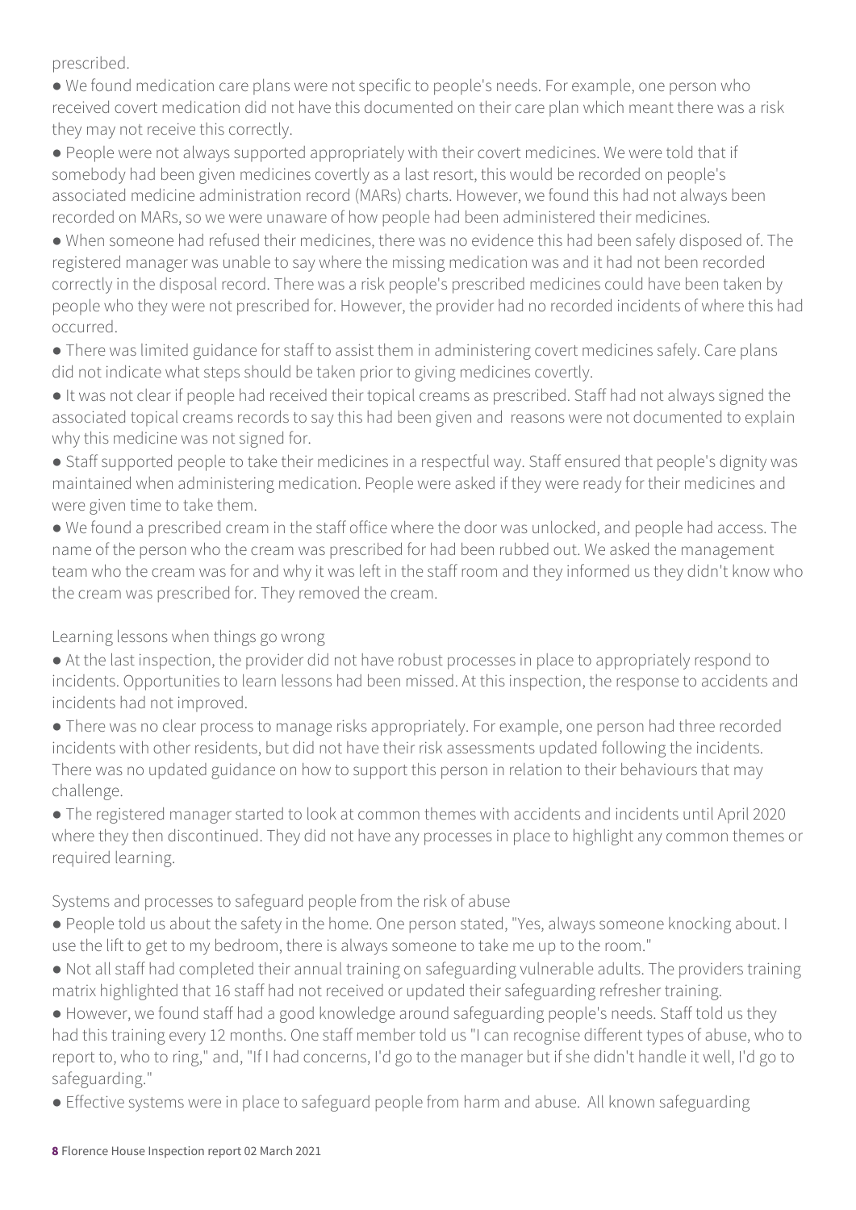prescribed.

- We found medication care plans were not specific to people's needs. For example, one person who received covert medication did not have this documented on their care plan which meant there was a risk they may not receive this correctly.
- People were not always supported appropriately with their covert medicines. We were told that if somebody had been given medicines covertly as a last resort, this would be recorded on people's associated medicine administration record (MARs) charts. However, we found this had not always been recorded on MARs, so we were unaware of how people had been administered their medicines.
- When someone had refused their medicines, there was no evidence this had been safely disposed of. The registered manager was unable to say where the missing medication was and it had not been recorded correctly in the disposal record. There was a risk people's prescribed medicines could have been taken by people who they were not prescribed for. However, the provider had no recorded incidents of where this had occurred.
- There was limited guidance for staff to assist them in administering covert medicines safely. Care plans did not indicate what steps should be taken prior to giving medicines covertly.
- It was not clear if people had received their topical creams as prescribed. Staff had not always signed the associated topical creams records to say this had been given and reasons were not documented to explain why this medicine was not signed for.
- Staff supported people to take their medicines in a respectful way. Staff ensured that people's dignity was maintained when administering medication. People were asked if they were ready for their medicines and were given time to take them.
- We found a prescribed cream in the staff office where the door was unlocked, and people had access. The name of the person who the cream was prescribed for had been rubbed out. We asked the management team who the cream was for and why it was left in the staff room and they informed us they didn't know who the cream was prescribed for. They removed the cream.

Learning lessons when things go wrong

- At the last inspection, the provider did not have robust processes in place to appropriately respond to incidents. Opportunities to learn lessons had been missed. At this inspection, the response to accidents and incidents had not improved.
- There was no clear process to manage risks appropriately. For example, one person had three recorded incidents with other residents, but did not have their risk assessments updated following the incidents. There was no updated guidance on how to support this person in relation to their behaviours that may challenge.
- The registered manager started to look at common themes with accidents and incidents until April 2020 where they then discontinued. They did not have any processes in place to highlight any common themes or required learning.

Systems and processes to safeguard people from the risk of abuse

- People told us about the safety in the home. One person stated, "Yes, always someone knocking about. I use the lift to get to my bedroom, there is always someone to take me up to the room."
- Not all staff had completed their annual training on safeguarding vulnerable adults. The providers training matrix highlighted that 16 staff had not received or updated their safeguarding refresher training.
- However, we found staff had a good knowledge around safeguarding people's needs. Staff told us they had this training every 12 months. One staff member told us "I can recognise different types of abuse, who to report to, who to ring," and, "If I had concerns, I'd go to the manager but if she didn't handle it well, I'd go to safeguarding."
- Effective systems were in place to safeguard people from harm and abuse. All known safeguarding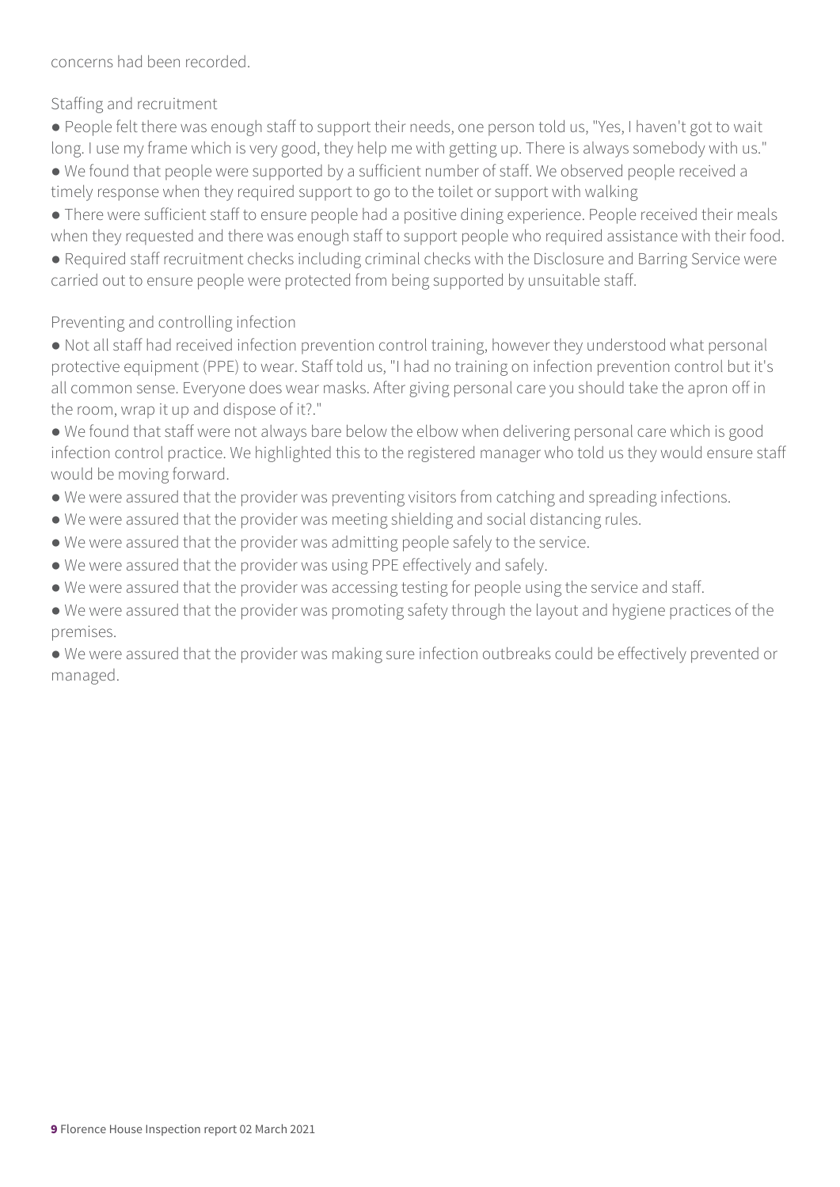concerns had been recorded.

### Staffing and recruitment

- People felt there was enough staff to support their needs, one person told us, "Yes, I haven't got to wait long. I use my frame which is very good, they help me with getting up. There is always somebody with us."
- We found that people were supported by a sufficient number of staff. We observed people received a timely response when they required support to go to the toilet or support with walking
- There were sufficient staff to ensure people had a positive dining experience. People received their meals when they requested and there was enough staff to support people who required assistance with their food.
- Required staff recruitment checks including criminal checks with the Disclosure and Barring Service were carried out to ensure people were protected from being supported by unsuitable staff.

### Preventing and controlling infection

- Not all staff had received infection prevention control training, however they understood what personal protective equipment (PPE) to wear. Staff told us, "I had no training on infection prevention control but it's all common sense. Everyone does wear masks. After giving personal care you should take the apron off in the room, wrap it up and dispose of it?."
- We found that staff were not always bare below the elbow when delivering personal care which is good infection control practice. We highlighted this to the registered manager who told us they would ensure staff would be moving forward.
- We were assured that the provider was preventing visitors from catching and spreading infections.
- We were assured that the provider was meeting shielding and social distancing rules.
- We were assured that the provider was admitting people safely to the service.
- We were assured that the provider was using PPE effectively and safely.
- We were assured that the provider was accessing testing for people using the service and staff.
- We were assured that the provider was promoting safety through the layout and hygiene practices of the premises.
- We were assured that the provider was making sure infection outbreaks could be effectively prevented or managed.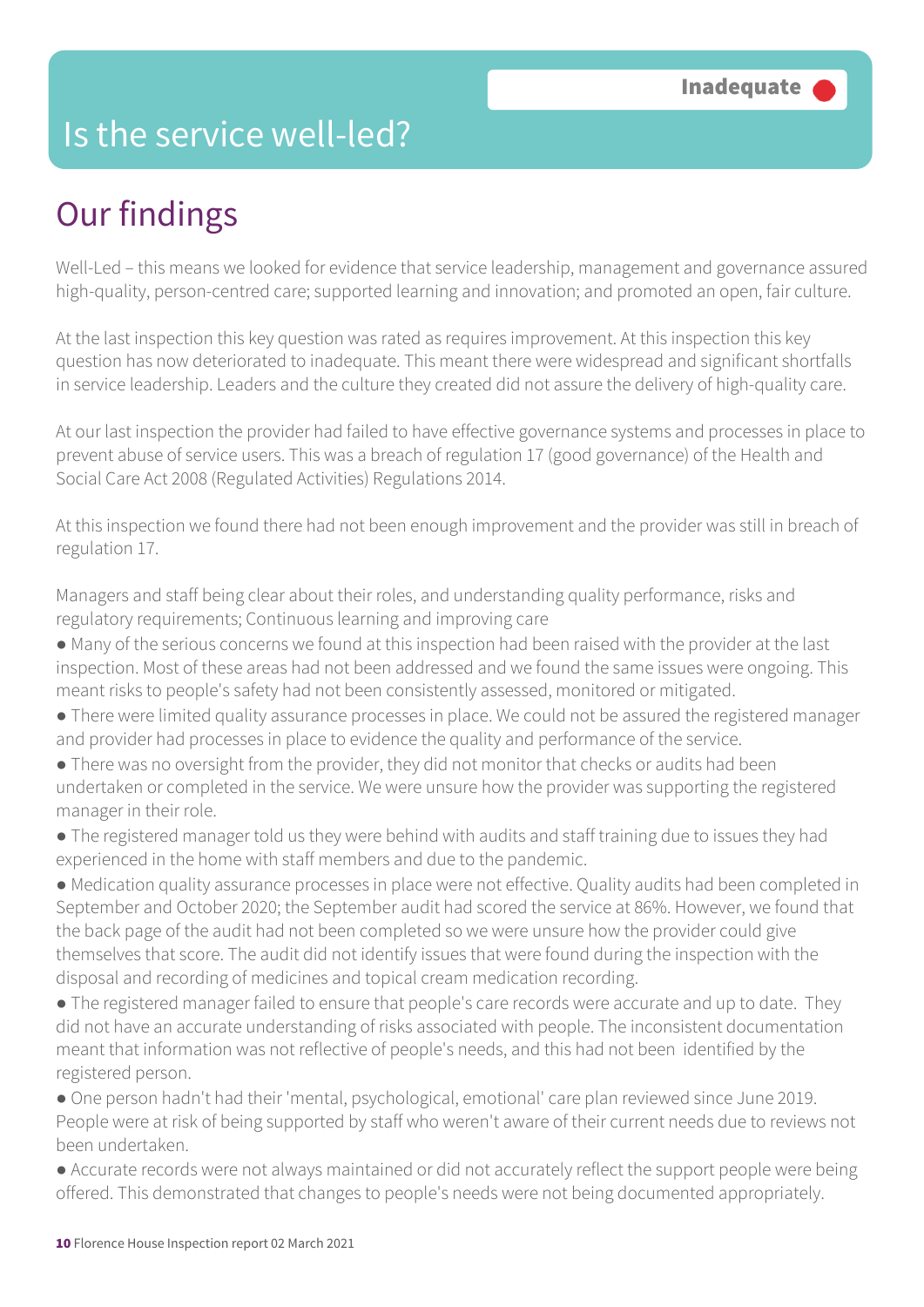# Is the service well-led?

**Inadequate**

## Our findings

Well-Led – this means we looked for evidence that service leadership, management and governance assured high-quality, person-centred care; supported learning and innovation; and promoted an open, fair culture.

At the last inspection this key question was rated as requires improvement. At this inspection this key question has now deteriorated to inadequate. This meant there were widespread and significant shortfalls in service leadership. Leaders and the culture they created did not assure the delivery of high-quality care.

At our last inspection the provider had failed to have effective governance systems and processes in place to prevent abuse of service users. This was a breach of regulation 17 (good governance) of the Health and Social Care Act 2008 (Regulated Activities) Regulations 2014.

At this inspection we found there had not been enough improvement and the provider was still in breach of regulation 17.

Managers and staff being clear about their roles, and understanding quality performance, risks and regulatory requirements; Continuous learning and improving care

- Many of the serious concerns we found at this inspection had been raised with the provider at the last inspection. Most of these areas had not been addressed and we found the same issues were ongoing. This meant risks to people's safety had not been consistently assessed, monitored or mitigated.
- There were limited quality assurance processes in place. We could not be assured the registered manager and provider had processes in place to evidence the quality and performance of the service.
- There was no oversight from the provider, they did not monitor that checks or audits had been undertaken or completed in the service. We were unsure how the provider was supporting the registered manager in their role.
- The registered manager told us they were behind with audits and staff training due to issues they had experienced in the home with staff members and due to the pandemic.
- Medication quality assurance processes in place were not effective. Quality audits had been completed in September and October 2020; the September audit had scored the service at 86%. However, we found that the back page of the audit had not been completed so we were unsure how the provider could give themselves that score. The audit did not identify issues that were found during the inspection with the disposal and recording of medicines and topical cream medication recording.
- The registered manager failed to ensure that people's care records were accurate and up to date. They did not have an accurate understanding of risks associated with people. The inconsistent documentation meant that information was not reflective of people's needs, and this had not been identified by the registered person.
- One person hadn't had their 'mental, psychological, emotional' care plan reviewed since June 2019. People were at risk of being supported by staff who weren't aware of their current needs due to reviews not been undertaken.
- Accurate records were not always maintained or did not accurately reflect the support people were being offered. This demonstrated that changes to people's needs were not being documented appropriately.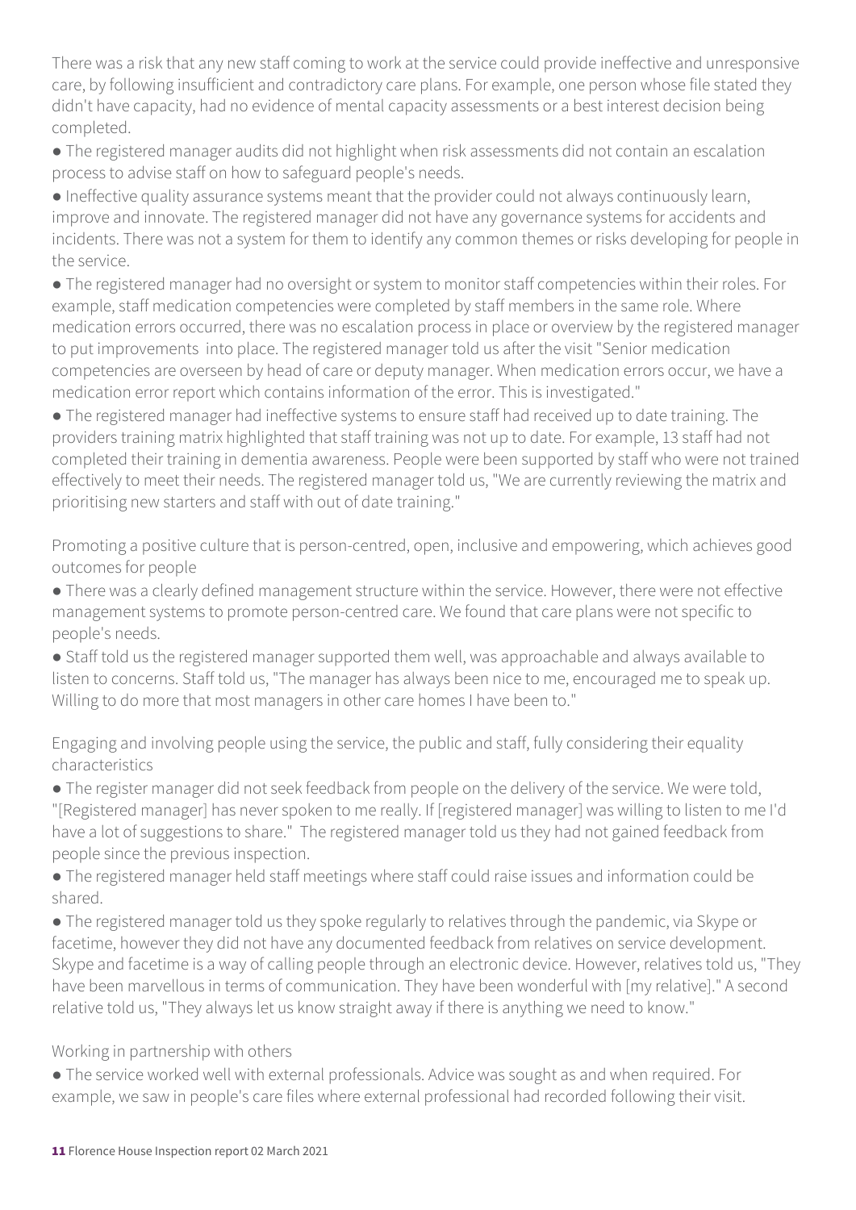There was a risk that any new staff coming to work at the service could provide ineffective and unresponsive care, by following insufficient and contradictory care plans. For example, one person whose file stated they didn't have capacity, had no evidence of mental capacity assessments or a best interest decision being completed.

- The registered manager audits did not highlight when risk assessments did not contain an escalation process to advise staff on how to safeguard people's needs.
- Ineffective quality assurance systems meant that the provider could not always continuously learn, improve and innovate. The registered manager did not have any governance systems for accidents and incidents. There was not a system for them to identify any common themes or risks developing for people in the service.
- The registered manager had no oversight or system to monitor staff competencies within their roles. For example, staff medication competencies were completed by staff members in the same role. Where medication errors occurred, there was no escalation process in place or overview by the registered manager to put improvements into place. The registered manager told us after the visit "Senior medication competencies are overseen by head of care or deputy manager. When medication errors occur, we have a medication error report which contains information of the error. This is investigated."
- The registered manager had ineffective systems to ensure staff had received up to date training. The providers training matrix highlighted that staff training was not up to date. For example, 13 staff had not completed their training in dementia awareness. People were been supported by staff who were not trained effectively to meet their needs. The registered manager told us, "We are currently reviewing the matrix and prioritising new starters and staff with out of date training."

Promoting a positive culture that is person-centred, open, inclusive and empowering, which achieves good outcomes for people

- There was a clearly defined management structure within the service. However, there were not effective management systems to promote person-centred care. We found that care plans were not specific to people's needs.
- Staff told us the registered manager supported them well, was approachable and always available to listen to concerns. Staff told us, "The manager has always been nice to me, encouraged me to speak up. Willing to do more that most managers in other care homes I have been to."

Engaging and involving people using the service, the public and staff, fully considering their equality characteristics

- The register manager did not seek feedback from people on the delivery of the service. We were told, "[Registered manager] has never spoken to me really. If [registered manager] was willing to listen to me I'd have a lot of suggestions to share." The registered manager told us they had not gained feedback from people since the previous inspection.
- The registered manager held staff meetings where staff could raise issues and information could be shared.
- The registered manager told us they spoke regularly to relatives through the pandemic, via Skype or facetime, however they did not have any documented feedback from relatives on service development. Skype and facetime is a way of calling people through an electronic device. However, relatives told us, "They have been marvellous in terms of communication. They have been wonderful with [my relative]." A second relative told us, "They always let us know straight away if there is anything we need to know."

Working in partnership with others

- The service worked well with external professionals. Advice was sought as and when required. For example, we saw in people's care files where external professional had recorded following their visit.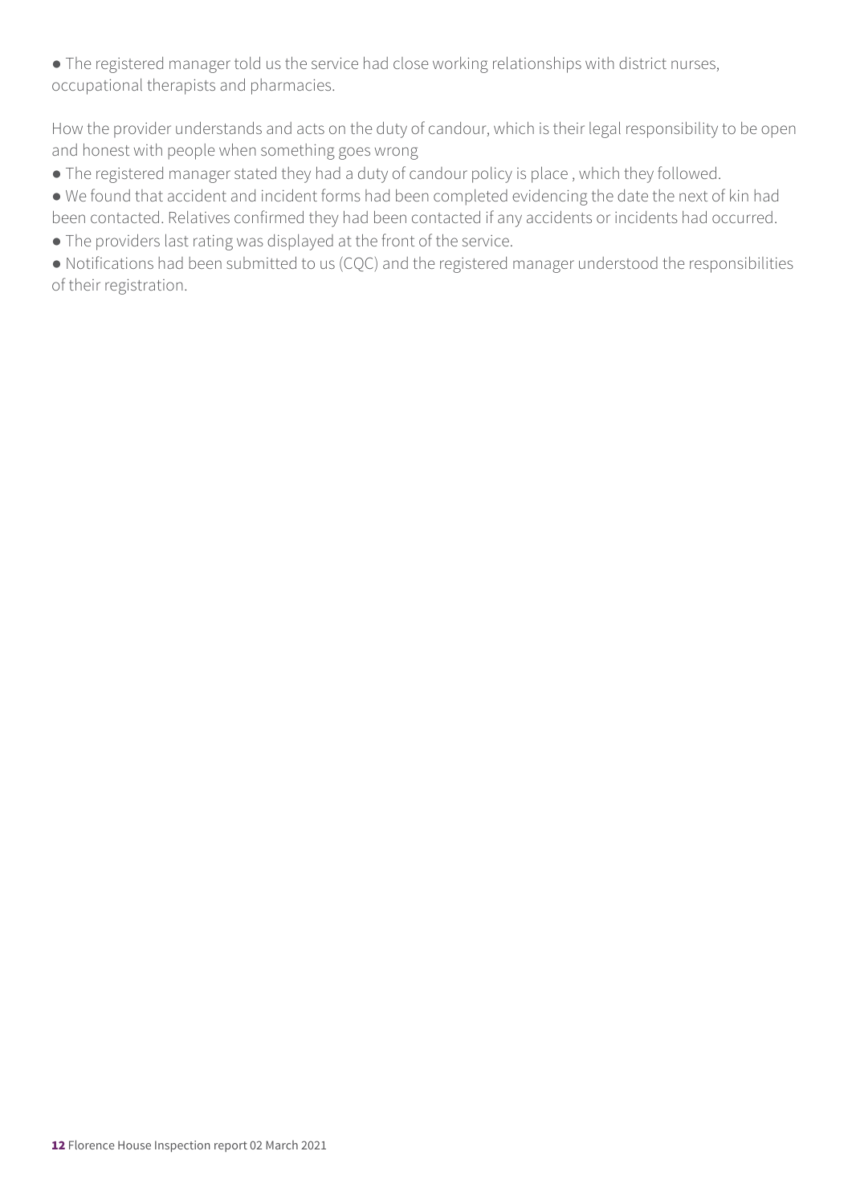- The registered manager told us the service had close working relationships with district nurses, occupational therapists and pharmacies.

How the provider understands and acts on the duty of candour, which is their legal responsibility to be open and honest with people when something goes wrong

- The registered manager stated they had a duty of candour policy is place , which they followed.
- We found that accident and incident forms had been completed evidencing the date the next of kin had been contacted. Relatives confirmed they had been contacted if any accidents or incidents had occurred.
- The providers last rating was displayed at the front of the service.
- Notifications had been submitted to us (CQC) and the registered manager understood the responsibilities of their registration.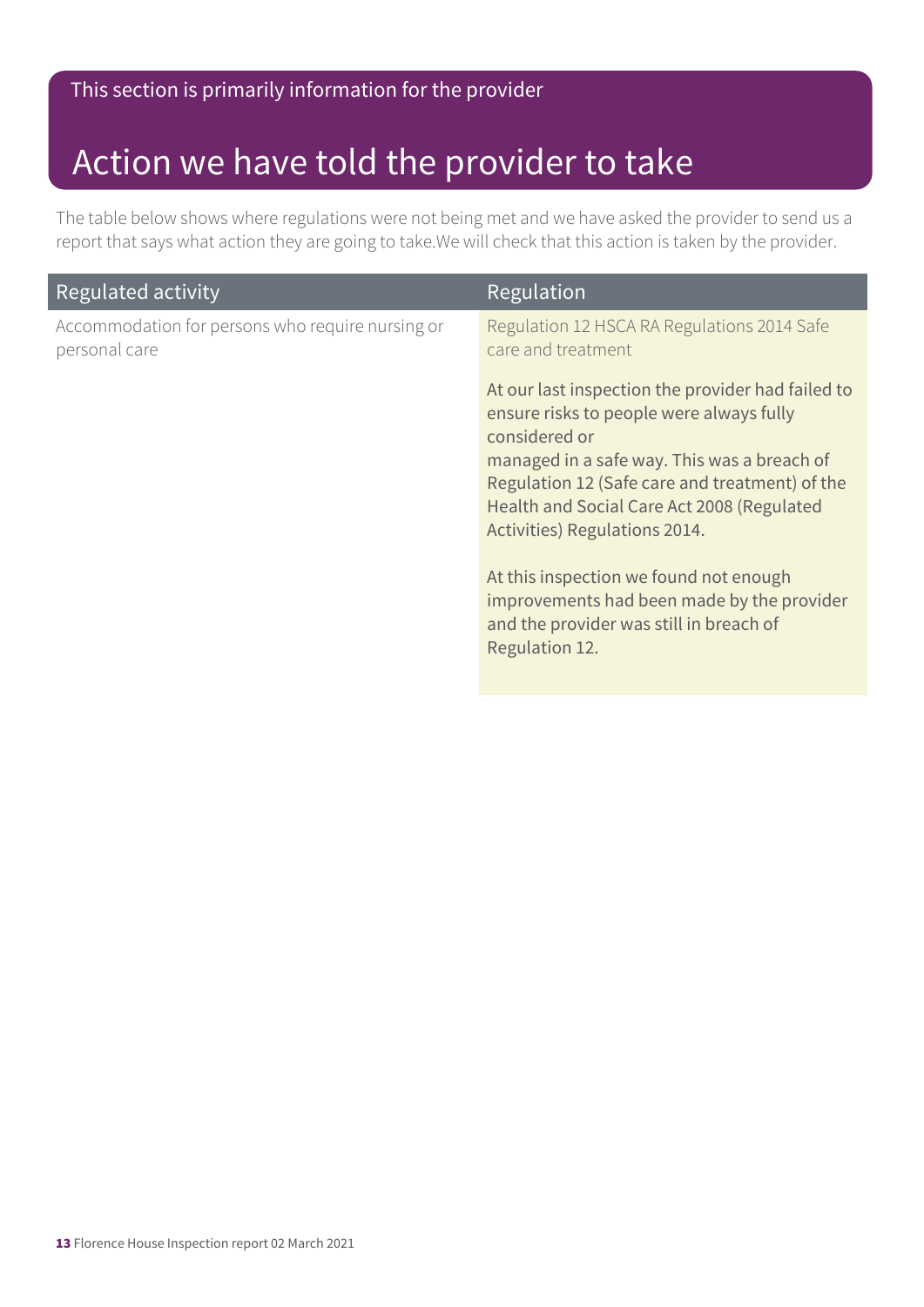This section is primarily information for the provider

# Action we have told the provider to take

The table below shows where regulations were not being met and we have asked the provider to send us a report that says what action they are going to take.We will check that this action is taken by the provider.

| Regulated activity | Regulation |
| --- | --- |
| Accommodation for persons who require nursing or personal care | Regulation 12 HSCA RA Regulations 2014 Safe care and treatment<br><br>At our last inspection the provider had failed to ensure risks to people were always fully considered or managed in a safe way. This was a breach of Regulation 12 (Safe care and treatment) of the Health and Social Care Act 2008 (Regulated Activities) Regulations 2014.<br><br>At this inspection we found not enough improvements had been made by the provider and the provider was still in breach of Regulation 12. |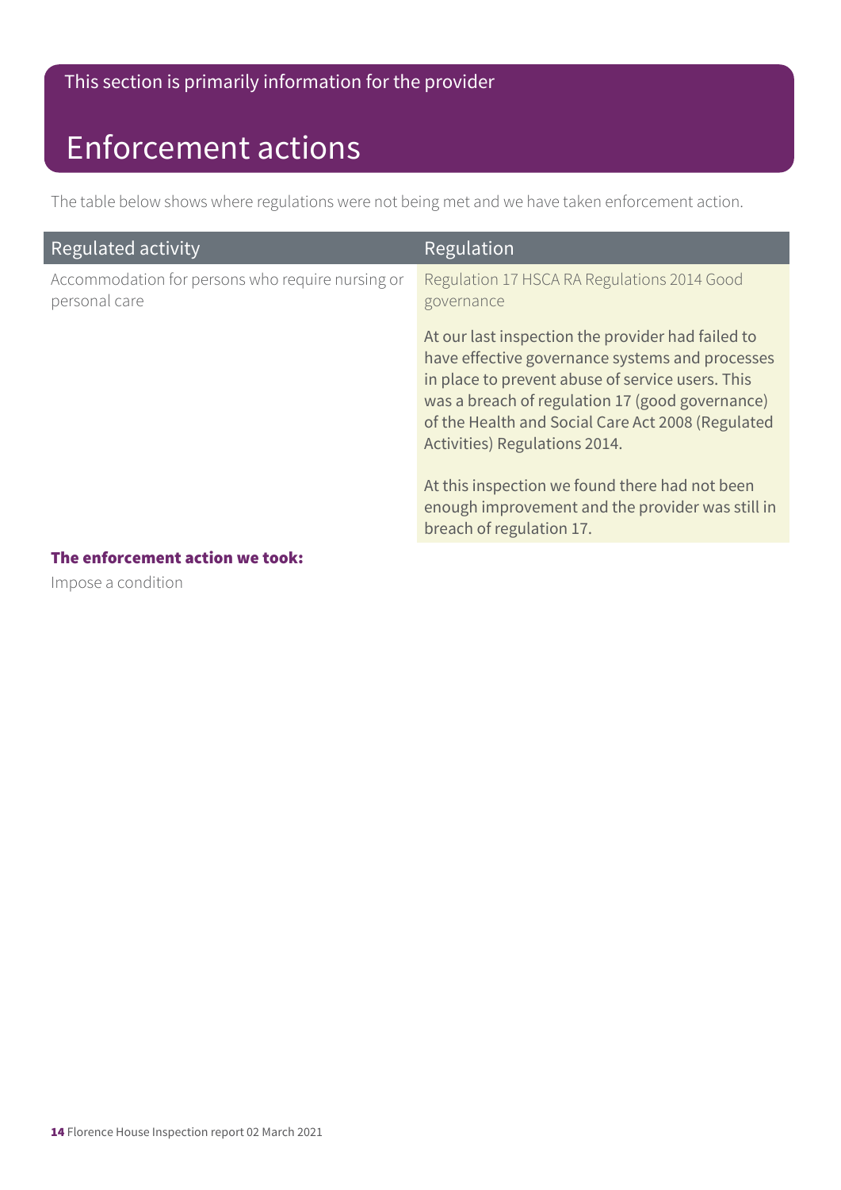This section is primarily information for the provider

# Enforcement actions

The table below shows where regulations were not being met and we have taken enforcement action.

| Regulated activity | Regulation |
| --- | --- |
| Accommodation for persons who require nursing or personal care | Regulation 17 HSCA RA Regulations 2014 Good governance<br><br>At our last inspection the provider had failed to have effective governance systems and processes in place to prevent abuse of service users. This was a breach of regulation 17 (good governance) of the Health and Social Care Act 2008 (Regulated Activities) Regulations 2014.<br><br>At this inspection we found there had not been enough improvement and the provider was still in breach of regulation 17. |

**The enforcement action we took:**

Impose a condition